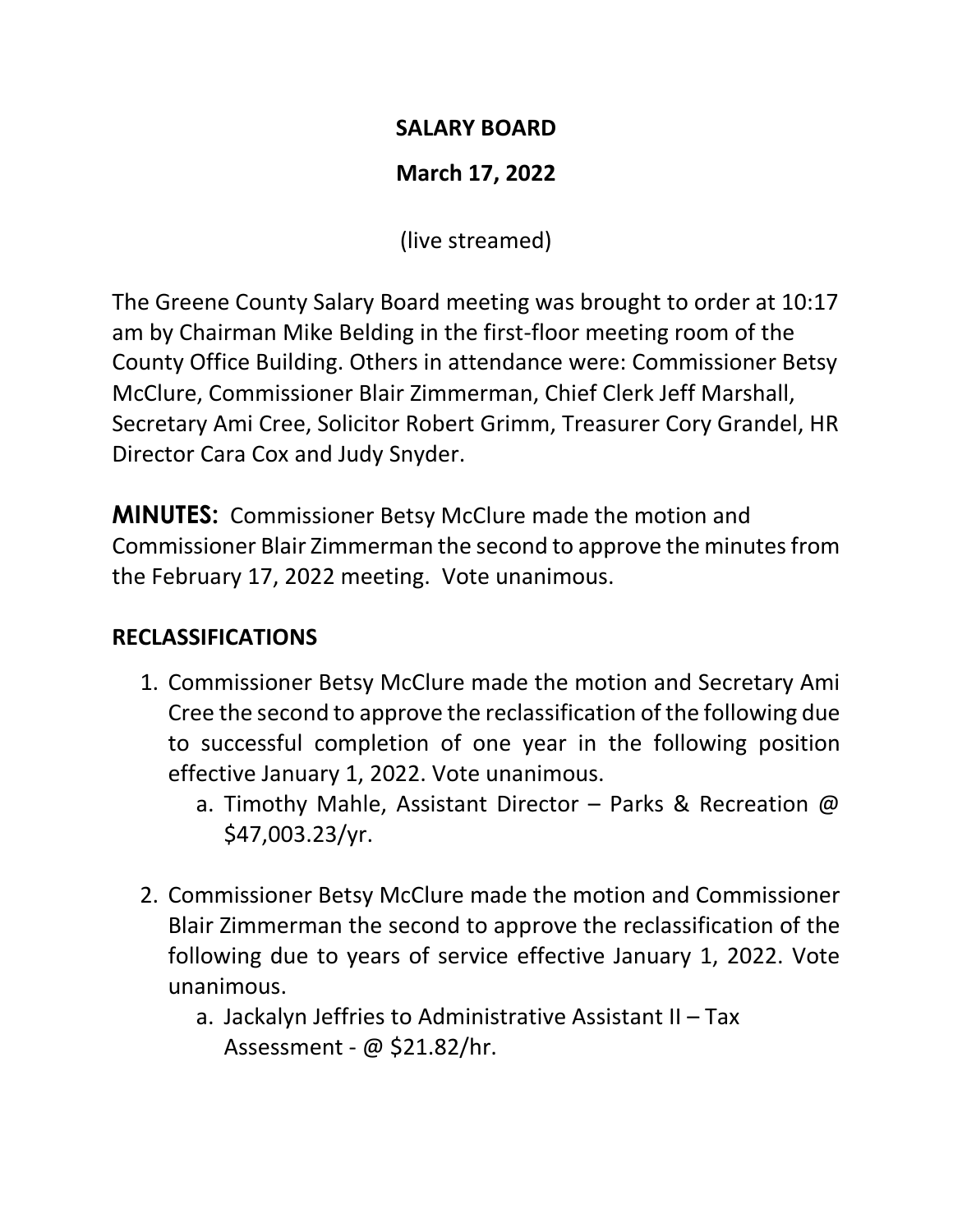# SALARY BOARD

## March 17, 2022

(live streamed)

The Greene County Salary Board meeting was brought to order at 10:17 am by Chairman Mike Belding in the first-floor meeting room of the County Office Building. Others in attendance were: Commissioner Betsy McClure, Commissioner Blair Zimmerman, Chief Clerk Jeff Marshall, Secretary Ami Cree, Solicitor Robert Grimm, Treasurer Cory Grandel, HR Director Cara Cox and Judy Snyder.

**MINUTES:** Commissioner Betsy McClure made the motion and Commissioner Blair Zimmerman the second to approve the minutes from the February 17, 2022 meeting. Vote unanimous.

**RECLASSIFICATIONS**

1. Commissioner Betsy McClure made the motion and Secretary Ami Cree the second to approve the reclassification of the following due to successful completion of one year in the following position effective January 1, 2022. Vote unanimous.
    a. Timothy Mahle, Assistant Director – Parks & Recreation @ $47,003.23/yr.

2. Commissioner Betsy McClure made the motion and Commissioner Blair Zimmerman the second to approve the reclassification of the following due to years of service effective January 1, 2022. Vote unanimous.
    a. Jackalyn Jeffries to Administrative Assistant II – Tax Assessment - @ $21.82/hr.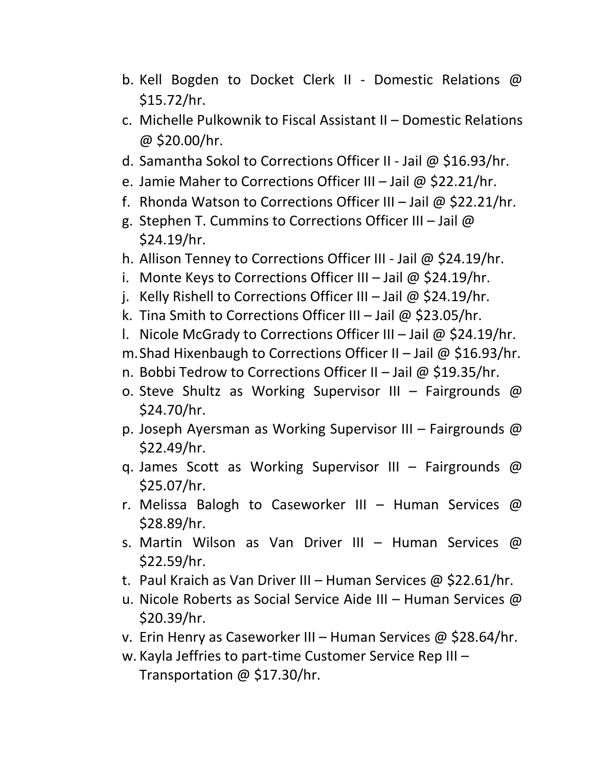b. Kell Bogden to Docket Clerk II - Domestic Relations @ $15.72/hr.
c. Michelle Pulkownik to Fiscal Assistant II – Domestic Relations @ $20.00/hr.
d. Samantha Sokol to Corrections Officer II - Jail @ $16.93/hr.
e. Jamie Maher to Corrections Officer III – Jail @ $22.21/hr.
f. Rhonda Watson to Corrections Officer III – Jail @ $22.21/hr.
g. Stephen T. Cummins to Corrections Officer III – Jail @ $24.19/hr.
h. Allison Tenney to Corrections Officer III - Jail @ $24.19/hr.
i. Monte Keys to Corrections Officer III – Jail @ $24.19/hr.
j. Kelly Rishell to Corrections Officer III – Jail @ $24.19/hr.
k. Tina Smith to Corrections Officer III – Jail @ $23.05/hr.
l. Nicole McGrady to Corrections Officer III – Jail @ $24.19/hr.
m. Shad Hixenbaugh to Corrections Officer II – Jail @ $16.93/hr.
n. Bobbi Tedrow to Corrections Officer II – Jail @ $19.35/hr.
o. Steve Shultz as Working Supervisor III – Fairgrounds @ $24.70/hr.
p. Joseph Ayersman as Working Supervisor III – Fairgrounds @ $22.49/hr.
q. James Scott as Working Supervisor III – Fairgrounds @ $25.07/hr.
r. Melissa Balogh to Caseworker III – Human Services @ $28.89/hr.
s. Martin Wilson as Van Driver III – Human Services @ $22.59/hr.
t. Paul Kraich as Van Driver III – Human Services @ $22.61/hr.
u. Nicole Roberts as Social Service Aide III – Human Services @ $20.39/hr.
v. Erin Henry as Caseworker III – Human Services @ $28.64/hr.
w. Kayla Jeffries to part-time Customer Service Rep III – Transportation @ $17.30/hr.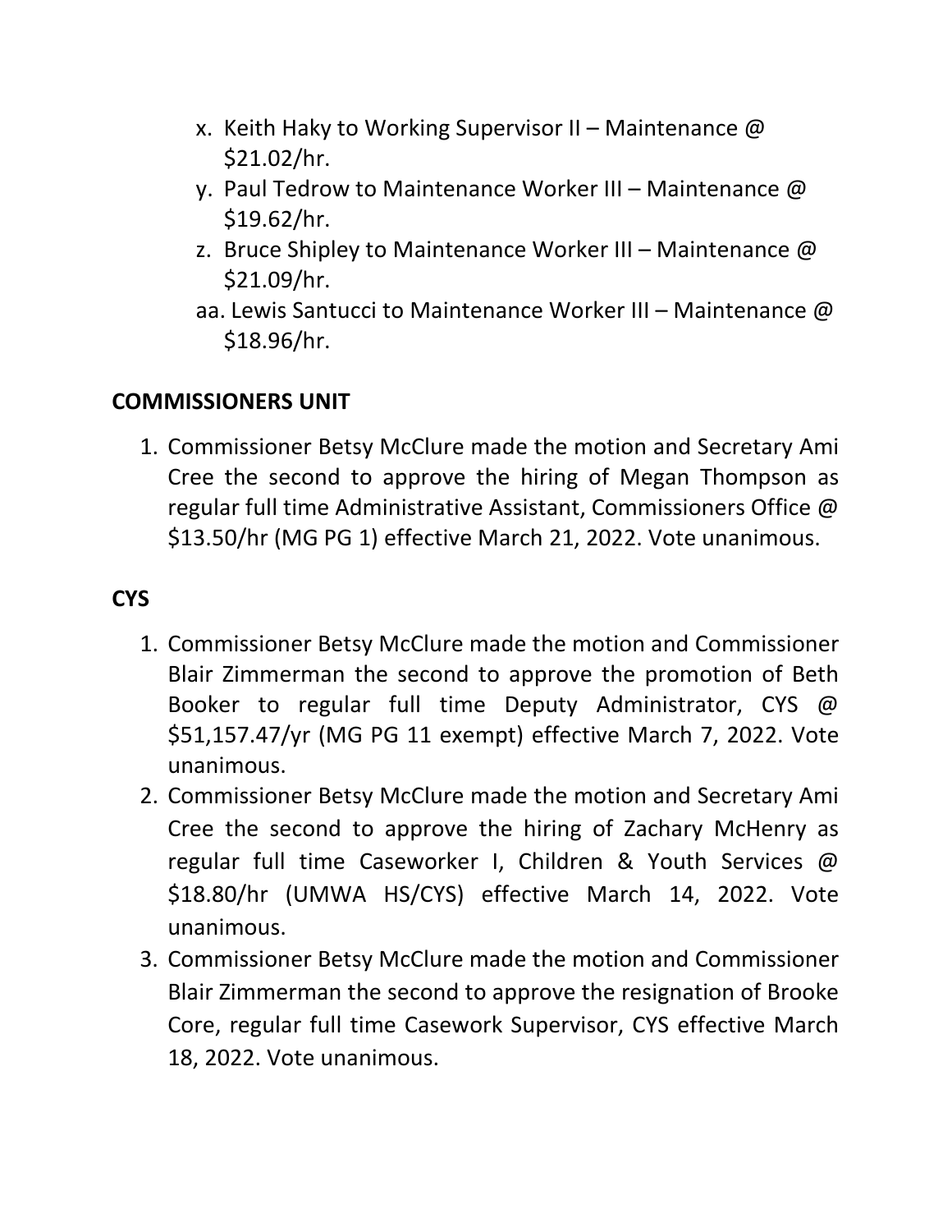x. Keith Haky to Working Supervisor II – Maintenance @ $21.02/hr.
y. Paul Tedrow to Maintenance Worker III – Maintenance @ $19.62/hr.
z. Bruce Shipley to Maintenance Worker III – Maintenance @ $21.09/hr.
aa. Lewis Santucci to Maintenance Worker III – Maintenance @ $18.96/hr.

**COMMISSIONERS UNIT**

1. Commissioner Betsy McClure made the motion and Secretary Ami Cree the second to approve the hiring of Megan Thompson as regular full time Administrative Assistant, Commissioners Office @ $13.50/hr (MG PG 1) effective March 21, 2022. Vote unanimous.

**CYS**

1. Commissioner Betsy McClure made the motion and Commissioner Blair Zimmerman the second to approve the promotion of Beth Booker to regular full time Deputy Administrator, CYS @ $51,157.47/yr (MG PG 11 exempt) effective March 7, 2022. Vote unanimous.
2. Commissioner Betsy McClure made the motion and Secretary Ami Cree the second to approve the hiring of Zachary McHenry as regular full time Caseworker I, Children & Youth Services @ $18.80/hr (UMWA HS/CYS) effective March 14, 2022. Vote unanimous.
3. Commissioner Betsy McClure made the motion and Commissioner Blair Zimmerman the second to approve the resignation of Brooke Core, regular full time Casework Supervisor, CYS effective March 18, 2022. Vote unanimous.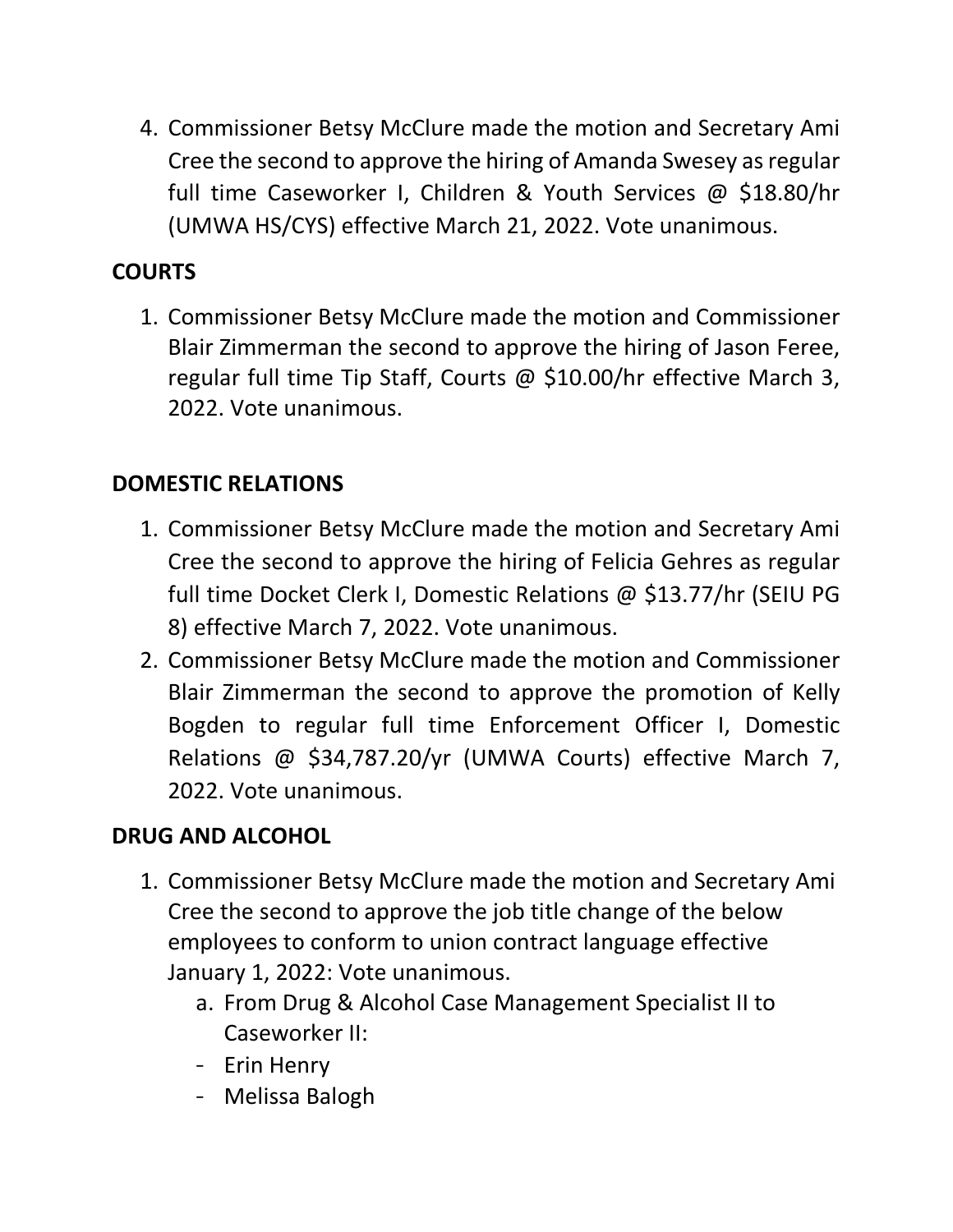4. Commissioner Betsy McClure made the motion and Secretary Ami Cree the second to approve the hiring of Amanda Swesey as regular full time Caseworker I, Children & Youth Services @ $18.80/hr (UMWA HS/CYS) effective March 21, 2022. Vote unanimous.

**COURTS**

1. Commissioner Betsy McClure made the motion and Commissioner Blair Zimmerman the second to approve the hiring of Jason Feree, regular full time Tip Staff, Courts @ $10.00/hr effective March 3, 2022. Vote unanimous.

**DOMESTIC RELATIONS**

1. Commissioner Betsy McClure made the motion and Secretary Ami Cree the second to approve the hiring of Felicia Gehres as regular full time Docket Clerk I, Domestic Relations @ $13.77/hr (SEIU PG 8) effective March 7, 2022. Vote unanimous.
2. Commissioner Betsy McClure made the motion and Commissioner Blair Zimmerman the second to approve the promotion of Kelly Bogden to regular full time Enforcement Officer I, Domestic Relations @ $34,787.20/yr (UMWA Courts) effective March 7, 2022. Vote unanimous.

**DRUG AND ALCOHOL**

1. Commissioner Betsy McClure made the motion and Secretary Ami Cree the second to approve the job title change of the below employees to conform to union contract language effective January 1, 2022: Vote unanimous.
   a. From Drug & Alcohol Case Management Specialist II to Caseworker II:
   - Erin Henry
   - Melissa Balogh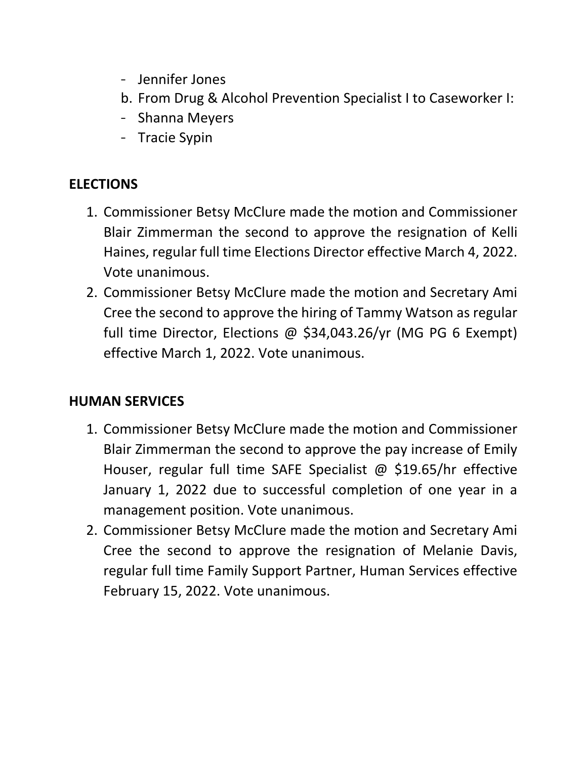- Jennifer Jones

b. From Drug & Alcohol Prevention Specialist I to Caseworker I:

- Shanna Meyers
- Tracie Sypin

**ELECTIONS**

1. Commissioner Betsy McClure made the motion and Commissioner Blair Zimmerman the second to approve the resignation of Kelli Haines, regular full time Elections Director effective March 4, 2022. Vote unanimous.
2. Commissioner Betsy McClure made the motion and Secretary Ami Cree the second to approve the hiring of Tammy Watson as regular full time Director, Elections @ $34,043.26/yr (MG PG 6 Exempt) effective March 1, 2022. Vote unanimous.

**HUMAN SERVICES**

1. Commissioner Betsy McClure made the motion and Commissioner Blair Zimmerman the second to approve the pay increase of Emily Houser, regular full time SAFE Specialist @ $19.65/hr effective January 1, 2022 due to successful completion of one year in a management position. Vote unanimous.
2. Commissioner Betsy McClure made the motion and Secretary Ami Cree the second to approve the resignation of Melanie Davis, regular full time Family Support Partner, Human Services effective February 15, 2022. Vote unanimous.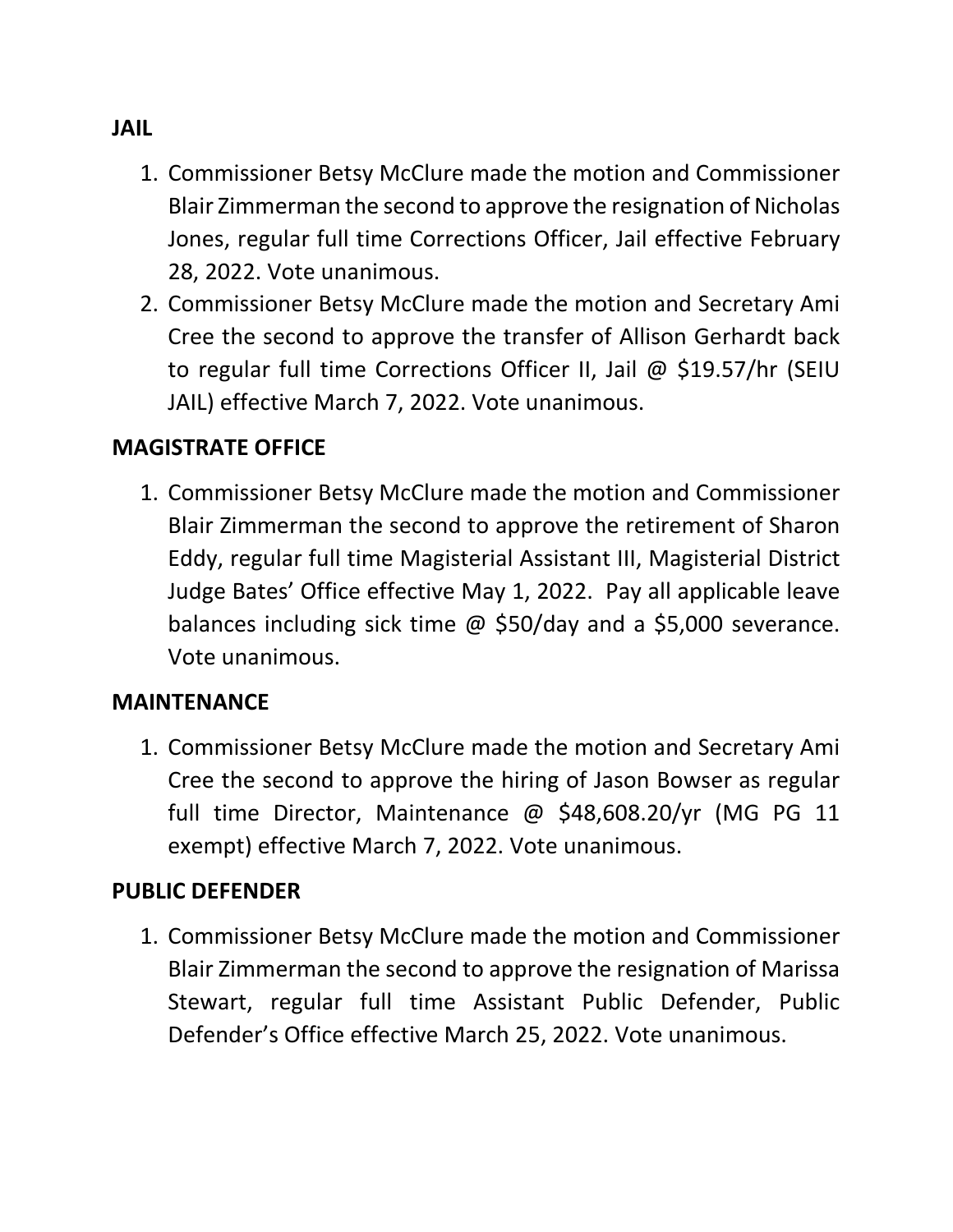**JAIL**

1. Commissioner Betsy McClure made the motion and Commissioner Blair Zimmerman the second to approve the resignation of Nicholas Jones, regular full time Corrections Officer, Jail effective February 28, 2022. Vote unanimous.
2. Commissioner Betsy McClure made the motion and Secretary Ami Cree the second to approve the transfer of Allison Gerhardt back to regular full time Corrections Officer II, Jail @ $19.57/hr (SEIU JAIL) effective March 7, 2022. Vote unanimous.

**MAGISTRATE OFFICE**

1. Commissioner Betsy McClure made the motion and Commissioner Blair Zimmerman the second to approve the retirement of Sharon Eddy, regular full time Magisterial Assistant III, Magisterial District Judge Bates' Office effective May 1, 2022. Pay all applicable leave balances including sick time @ $50/day and a $5,000 severance. Vote unanimous.

**MAINTENANCE**

1. Commissioner Betsy McClure made the motion and Secretary Ami Cree the second to approve the hiring of Jason Bowser as regular full time Director, Maintenance @ $48,608.20/yr (MG PG 11 exempt) effective March 7, 2022. Vote unanimous.

**PUBLIC DEFENDER**

1. Commissioner Betsy McClure made the motion and Commissioner Blair Zimmerman the second to approve the resignation of Marissa Stewart, regular full time Assistant Public Defender, Public Defender's Office effective March 25, 2022. Vote unanimous.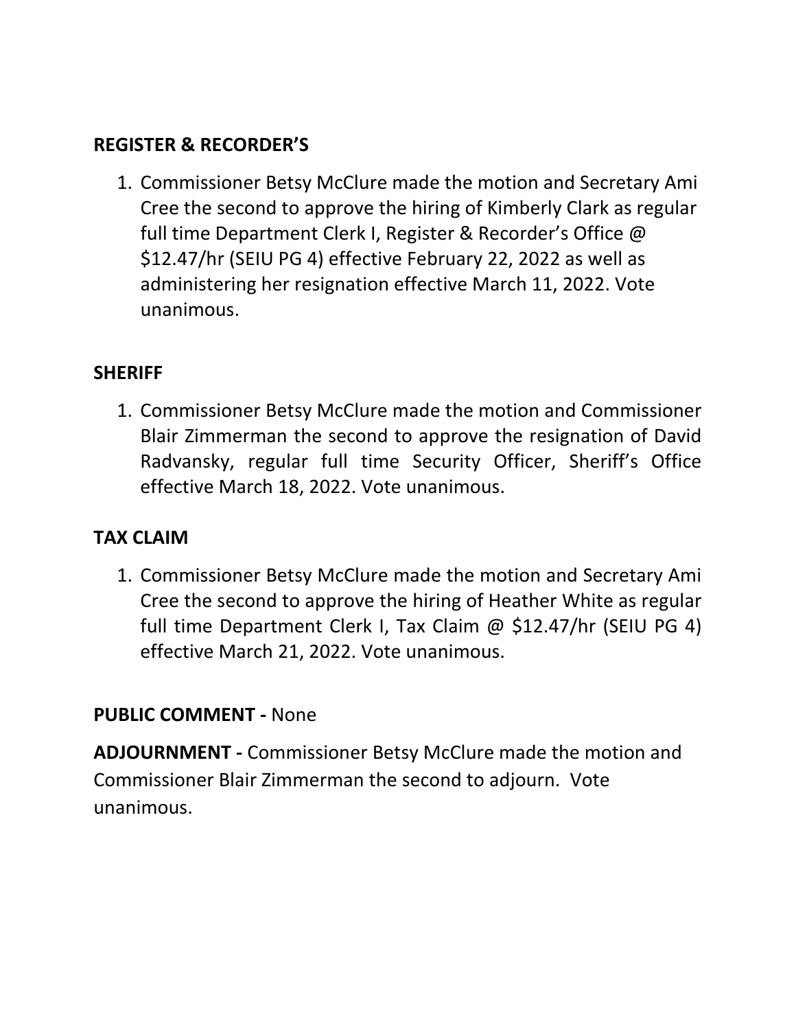## REGISTER & RECORDER'S

1. Commissioner Betsy McClure made the motion and Secretary Ami Cree the second to approve the hiring of Kimberly Clark as regular full time Department Clerk I, Register & Recorder's Office @ $12.47/hr (SEIU PG 4) effective February 22, 2022 as well as administering her resignation effective March 11, 2022. Vote unanimous.

## SHERIFF

1. Commissioner Betsy McClure made the motion and Commissioner Blair Zimmerman the second to approve the resignation of David Radvansky, regular full time Security Officer, Sheriff's Office effective March 18, 2022. Vote unanimous.

## TAX CLAIM

1. Commissioner Betsy McClure made the motion and Secretary Ami Cree the second to approve the hiring of Heather White as regular full time Department Clerk I, Tax Claim @ $12.47/hr (SEIU PG 4) effective March 21, 2022. Vote unanimous.

**PUBLIC COMMENT -** None

**ADJOURNMENT -** Commissioner Betsy McClure made the motion and Commissioner Blair Zimmerman the second to adjourn. Vote unanimous.